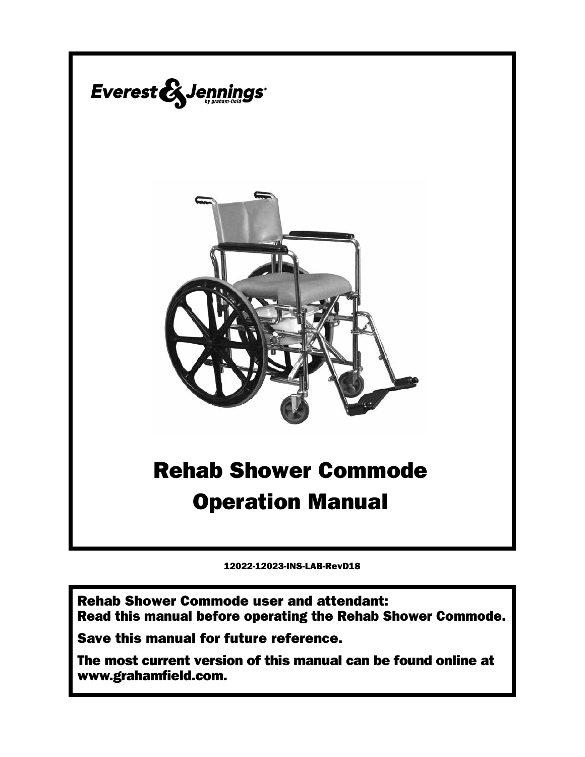Everest & Jennings
by graham-field

# Rehab Shower Commode
# Operation Manual

12022-12023-INS-LAB-RevD18

**Rehab Shower Commode user and attendant:**
**Read this manual before operating the Rehab Shower Commode.**

**Save this manual for future reference.**

**The most current version of this manual can be found online at www.grahamfield.com.**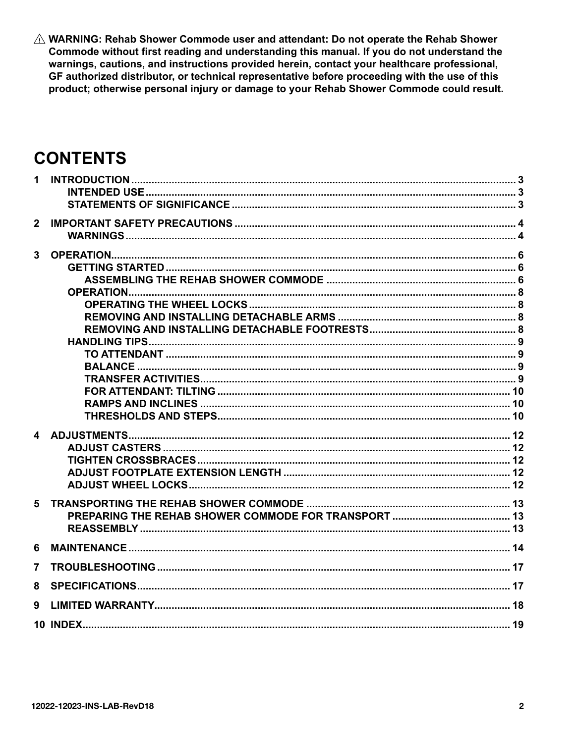⚠ **WARNING: Rehab Shower Commode user and attendant: Do not operate the Rehab Shower Commode without first reading and understanding this manual. If you do not understand the warnings, cautions, and instructions provided herein, contact your healthcare professional, GF authorized distributor, or technical representative before proceeding with the use of this product; otherwise personal injury or damage to your Rehab Shower Commode could result.**

# CONTENTS

- **1 INTRODUCTION** ..... 3
  - **INTENDED USE** ..... 3
  - **STATEMENTS OF SIGNIFICANCE** ..... 3
- **2 IMPORTANT SAFETY PRECAUTIONS** ..... 4
  - **WARNINGS** ..... 4
- **3 OPERATION** ..... 6
  - **GETTING STARTED** ..... 6
    - **ASSEMBLING THE REHAB SHOWER COMMODE** ..... 6
  - **OPERATION** ..... 8
    - **OPERATING THE WHEEL LOCKS** ..... 8
    - **REMOVING AND INSTALLING DETACHABLE ARMS** ..... 8
    - **REMOVING AND INSTALLING DETACHABLE FOOTRESTS** ..... 8
  - **HANDLING TIPS** ..... 9
    - **TO ATTENDANT** ..... 9
    - **BALANCE** ..... 9
    - **TRANSFER ACTIVITIES** ..... 9
    - **FOR ATTENDANT: TILTING** ..... 10
    - **RAMPS AND INCLINES** ..... 10
    - **THRESHOLDS AND STEPS** ..... 10
- **4 ADJUSTMENTS** ..... 12
  - **ADJUST CASTERS** ..... 12
  - **TIGHTEN CROSSBRACES** ..... 12
  - **ADJUST FOOTPLATE EXTENSION LENGTH** ..... 12
  - **ADJUST WHEEL LOCKS** ..... 12
- **5 TRANSPORTING THE REHAB SHOWER COMMODE** ..... 13
  - **PREPARING THE REHAB SHOWER COMMODE FOR TRANSPORT** ..... 13
  - **REASSEMBLY** ..... 13
- **6 MAINTENANCE** ..... 14
- **7 TROUBLESHOOTING** ..... 17
- **8 SPECIFICATIONS** ..... 17
- **9 LIMITED WARRANTY** ..... 18
- **10 INDEX** ..... 19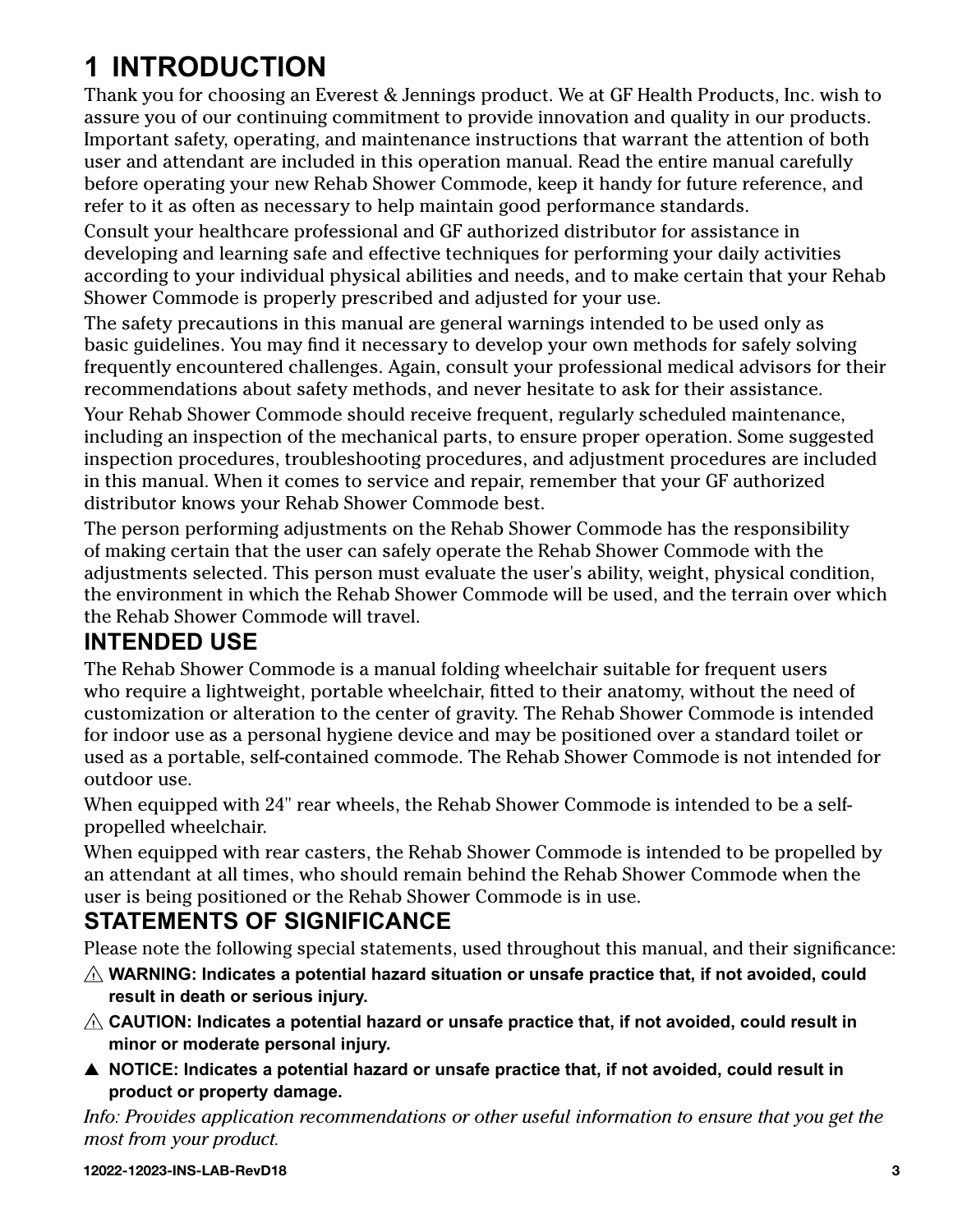# 1 INTRODUCTION

Thank you for choosing an Everest & Jennings product. We at GF Health Products, Inc. wish to assure you of our continuing commitment to provide innovation and quality in our products. Important safety, operating, and maintenance instructions that warrant the attention of both user and attendant are included in this operation manual. Read the entire manual carefully before operating your new Rehab Shower Commode, keep it handy for future reference, and refer to it as often as necessary to help maintain good performance standards.

Consult your healthcare professional and GF authorized distributor for assistance in developing and learning safe and effective techniques for performing your daily activities according to your individual physical abilities and needs, and to make certain that your Rehab Shower Commode is properly prescribed and adjusted for your use.

The safety precautions in this manual are general warnings intended to be used only as basic guidelines. You may find it necessary to develop your own methods for safely solving frequently encountered challenges. Again, consult your professional medical advisors for their recommendations about safety methods, and never hesitate to ask for their assistance.

Your Rehab Shower Commode should receive frequent, regularly scheduled maintenance, including an inspection of the mechanical parts, to ensure proper operation. Some suggested inspection procedures, troubleshooting procedures, and adjustment procedures are included in this manual. When it comes to service and repair, remember that your GF authorized distributor knows your Rehab Shower Commode best.

The person performing adjustments on the Rehab Shower Commode has the responsibility of making certain that the user can safely operate the Rehab Shower Commode with the adjustments selected. This person must evaluate the user's ability, weight, physical condition, the environment in which the Rehab Shower Commode will be used, and the terrain over which the Rehab Shower Commode will travel.

## INTENDED USE

The Rehab Shower Commode is a manual folding wheelchair suitable for frequent users who require a lightweight, portable wheelchair, fitted to their anatomy, without the need of customization or alteration to the center of gravity. The Rehab Shower Commode is intended for indoor use as a personal hygiene device and may be positioned over a standard toilet or used as a portable, self-contained commode. The Rehab Shower Commode is not intended for outdoor use.

When equipped with 24" rear wheels, the Rehab Shower Commode is intended to be a self-propelled wheelchair.

When equipped with rear casters, the Rehab Shower Commode is intended to be propelled by an attendant at all times, who should remain behind the Rehab Shower Commode when the user is being positioned or the Rehab Shower Commode is in use.

## STATEMENTS OF SIGNIFICANCE

Please note the following special statements, used throughout this manual, and their significance:

⚠ **WARNING: Indicates a potential hazard situation or unsafe practice that, if not avoided, could result in death or serious injury.**

⚠ **CAUTION: Indicates a potential hazard or unsafe practice that, if not avoided, could result in minor or moderate personal injury.**

▲ **NOTICE: Indicates a potential hazard or unsafe practice that, if not avoided, could result in product or property damage.**

*Info: Provides application recommendations or other useful information to ensure that you get the most from your product.*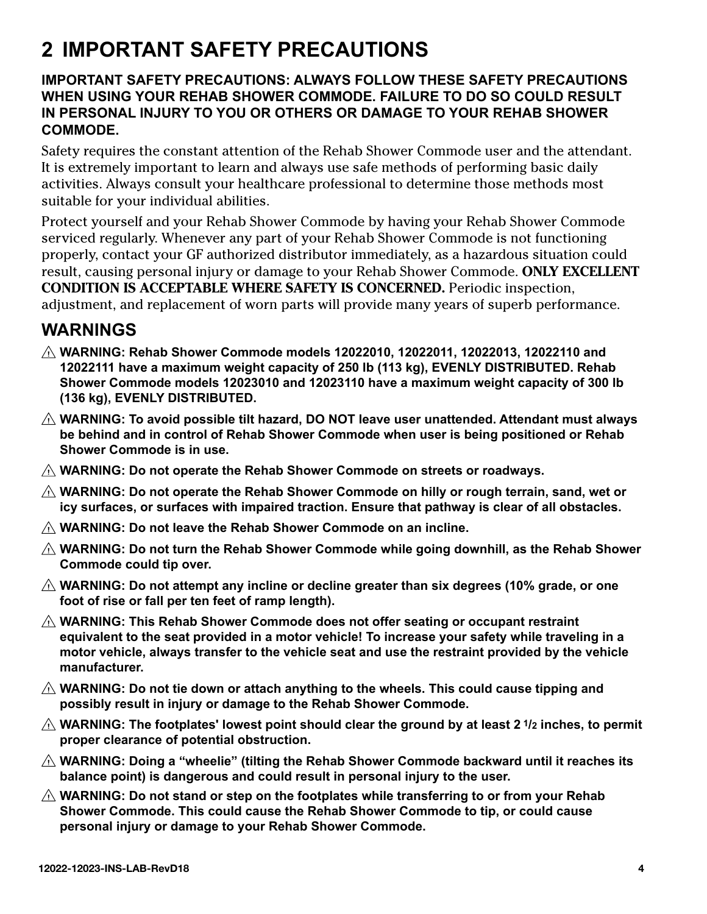# 2 IMPORTANT SAFETY PRECAUTIONS

**IMPORTANT SAFETY PRECAUTIONS: ALWAYS FOLLOW THESE SAFETY PRECAUTIONS WHEN USING YOUR REHAB SHOWER COMMODE. FAILURE TO DO SO COULD RESULT IN PERSONAL INJURY TO YOU OR OTHERS OR DAMAGE TO YOUR REHAB SHOWER COMMODE.**

Safety requires the constant attention of the Rehab Shower Commode user and the attendant. It is extremely important to learn and always use safe methods of performing basic daily activities. Always consult your healthcare professional to determine those methods most suitable for your individual abilities.

Protect yourself and your Rehab Shower Commode by having your Rehab Shower Commode serviced regularly. Whenever any part of your Rehab Shower Commode is not functioning properly, contact your GF authorized distributor immediately, as a hazardous situation could result, causing personal injury or damage to your Rehab Shower Commode. **ONLY EXCELLENT CONDITION IS ACCEPTABLE WHERE SAFETY IS CONCERNED.** Periodic inspection, adjustment, and replacement of worn parts will provide many years of superb performance.

## WARNINGS

- ⚠ **WARNING: Rehab Shower Commode models 12022010, 12022011, 12022013, 12022110 and 12022111 have a maximum weight capacity of 250 lb (113 kg), EVENLY DISTRIBUTED. Rehab Shower Commode models 12023010 and 12023110 have a maximum weight capacity of 300 lb (136 kg), EVENLY DISTRIBUTED.**
- ⚠ **WARNING: To avoid possible tilt hazard, DO NOT leave user unattended. Attendant must always be behind and in control of Rehab Shower Commode when user is being positioned or Rehab Shower Commode is in use.**
- ⚠ **WARNING: Do not operate the Rehab Shower Commode on streets or roadways.**
- ⚠ **WARNING: Do not operate the Rehab Shower Commode on hilly or rough terrain, sand, wet or icy surfaces, or surfaces with impaired traction. Ensure that pathway is clear of all obstacles.**
- ⚠ **WARNING: Do not leave the Rehab Shower Commode on an incline.**
- ⚠ **WARNING: Do not turn the Rehab Shower Commode while going downhill, as the Rehab Shower Commode could tip over.**
- ⚠ **WARNING: Do not attempt any incline or decline greater than six degrees (10% grade, or one foot of rise or fall per ten feet of ramp length).**
- ⚠ **WARNING: This Rehab Shower Commode does not offer seating or occupant restraint equivalent to the seat provided in a motor vehicle! To increase your safety while traveling in a motor vehicle, always transfer to the vehicle seat and use the restraint provided by the vehicle manufacturer.**
- ⚠ **WARNING: Do not tie down or attach anything to the wheels. This could cause tipping and possibly result in injury or damage to the Rehab Shower Commode.**
- ⚠ **WARNING: The footplates' lowest point should clear the ground by at least 2 1/2 inches, to permit proper clearance of potential obstruction.**
- ⚠ **WARNING: Doing a "wheelie" (tilting the Rehab Shower Commode backward until it reaches its balance point) is dangerous and could result in personal injury to the user.**
- ⚠ **WARNING: Do not stand or step on the footplates while transferring to or from your Rehab Shower Commode. This could cause the Rehab Shower Commode to tip, or could cause personal injury or damage to your Rehab Shower Commode.**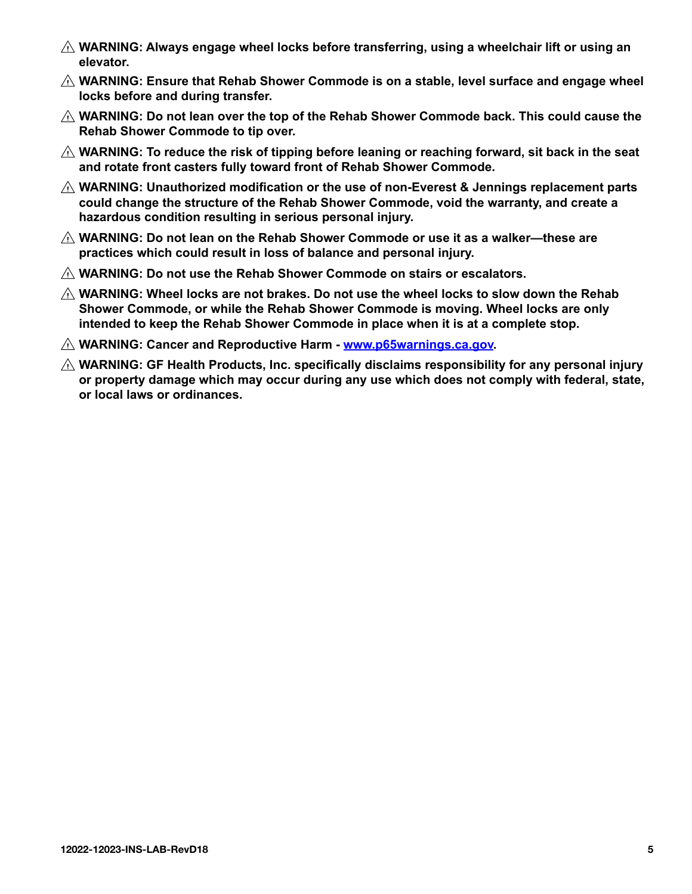⚠ **WARNING: Always engage wheel locks before transferring, using a wheelchair lift or using an elevator.**

⚠ **WARNING: Ensure that Rehab Shower Commode is on a stable, level surface and engage wheel locks before and during transfer.**

⚠ **WARNING: Do not lean over the top of the Rehab Shower Commode back. This could cause the Rehab Shower Commode to tip over.**

⚠ **WARNING: To reduce the risk of tipping before leaning or reaching forward, sit back in the seat and rotate front casters fully toward front of Rehab Shower Commode.**

⚠ **WARNING: Unauthorized modification or the use of non-Everest & Jennings replacement parts could change the structure of the Rehab Shower Commode, void the warranty, and create a hazardous condition resulting in serious personal injury.**

⚠ **WARNING: Do not lean on the Rehab Shower Commode or use it as a walker—these are practices which could result in loss of balance and personal injury.**

⚠ **WARNING: Do not use the Rehab Shower Commode on stairs or escalators.**

⚠ **WARNING: Wheel locks are not brakes. Do not use the wheel locks to slow down the Rehab Shower Commode, or while the Rehab Shower Commode is moving. Wheel locks are only intended to keep the Rehab Shower Commode in place when it is at a complete stop.**

⚠ **WARNING: Cancer and Reproductive Harm - www.p65warnings.ca.gov.**

⚠ **WARNING: GF Health Products, Inc. specifically disclaims responsibility for any personal injury or property damage which may occur during any use which does not comply with federal, state, or local laws or ordinances.**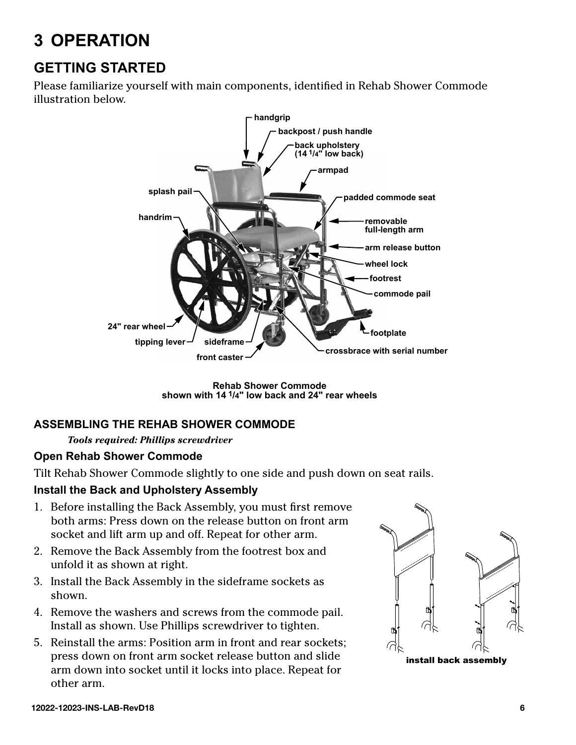# 3 OPERATION

## GETTING STARTED

Please familiarize yourself with main components, identified in Rehab Shower Commode illustration below.

Rehab Shower Commode
shown with 14 1/4" low back and 24" rear wheels

### ASSEMBLING THE REHAB SHOWER COMMODE

*Tools required: Phillips screwdriver*

#### Open Rehab Shower Commode

Tilt Rehab Shower Commode slightly to one side and push down on seat rails.

#### Install the Back and Upholstery Assembly

1. Before installing the Back Assembly, you must first remove both arms: Press down on the release button on front arm socket and lift arm up and off. Repeat for other arm.
2. Remove the Back Assembly from the footrest box and unfold it as shown at right.
3. Install the Back Assembly in the sideframe sockets as shown.
4. Remove the washers and screws from the commode pail. Install as shown. Use Phillips screwdriver to tighten.
5. Reinstall the arms: Position arm in front and rear sockets; press down on front arm socket release button and slide arm down into socket until it locks into place. Repeat for other arm.

install back assembly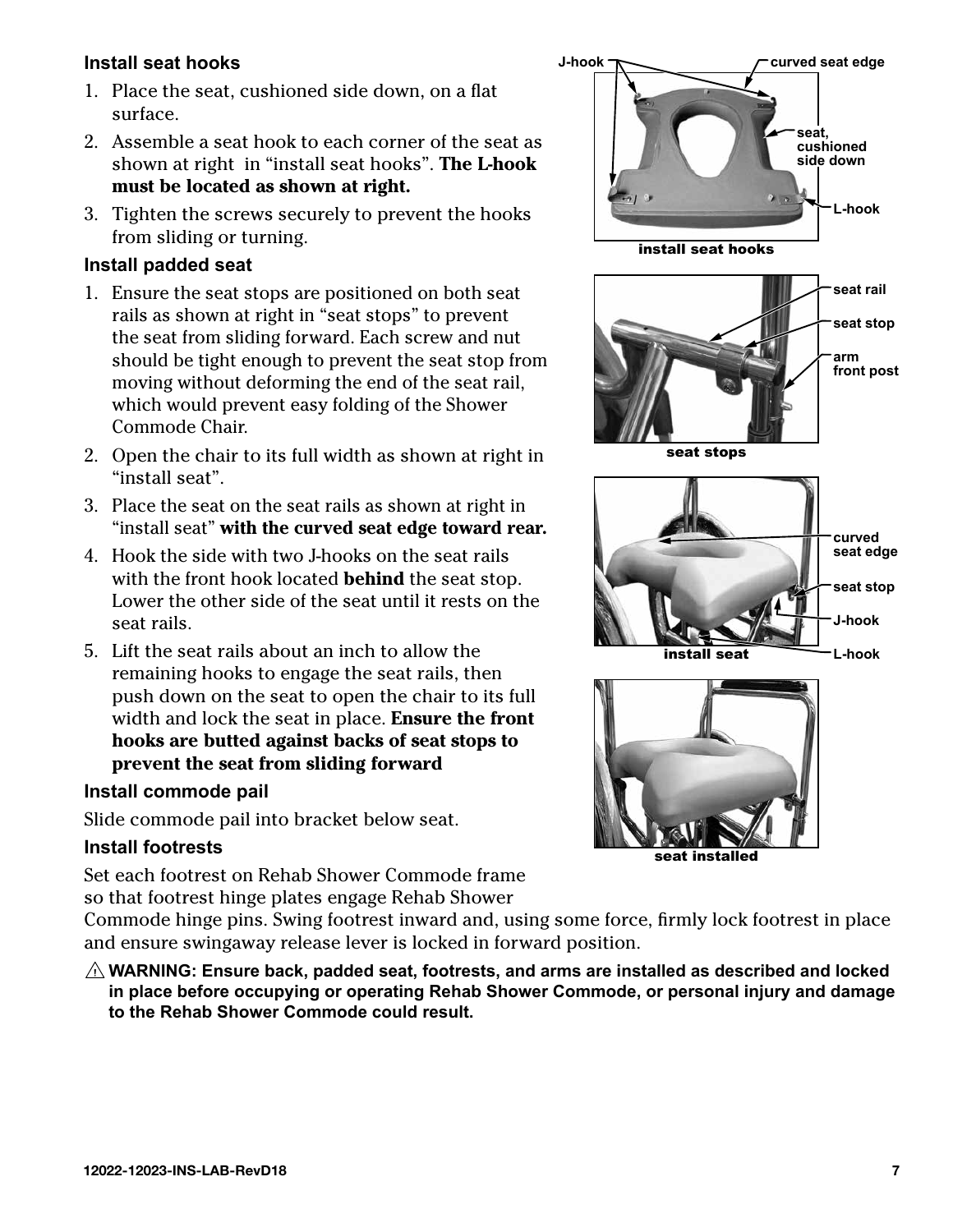### Install seat hooks

1. Place the seat, cushioned side down, on a flat surface.
2. Assemble a seat hook to each corner of the seat as shown at right in "install seat hooks". **The L-hook must be located as shown at right.**
3. Tighten the screws securely to prevent the hooks from sliding or turning.

### Install padded seat

1. Ensure the seat stops are positioned on both seat rails as shown at right in "seat stops" to prevent the seat from sliding forward. Each screw and nut should be tight enough to prevent the seat stop from moving without deforming the end of the seat rail, which would prevent easy folding of the Shower Commode Chair.
2. Open the chair to its full width as shown at right in "install seat".
3. Place the seat on the seat rails as shown at right in "install seat" **with the curved seat edge toward rear.**
4. Hook the side with two J-hooks on the seat rails with the front hook located **behind** the seat stop. Lower the other side of the seat until it rests on the seat rails.
5. Lift the seat rails about an inch to allow the remaining hooks to engage the seat rails, then push down on the seat to open the chair to its full width and lock the seat in place. **Ensure the front hooks are butted against backs of seat stops to prevent the seat from sliding forward**

J-hook, curved seat edge, seat, cushioned side down, L-hook

install seat hooks

seat rail, seat stop, arm front post

seat stops

curved seat edge, seat stop, J-hook, L-hook

install seat

seat installed

### Install commode pail

Slide commode pail into bracket below seat.

### Install footrests

Set each footrest on Rehab Shower Commode frame so that footrest hinge plates engage Rehab Shower Commode hinge pins. Swing footrest inward and, using some force, firmly lock footrest in place and ensure swingaway release lever is locked in forward position.

⚠ **WARNING: Ensure back, padded seat, footrests, and arms are installed as described and locked in place before occupying or operating Rehab Shower Commode, or personal injury and damage to the Rehab Shower Commode could result.**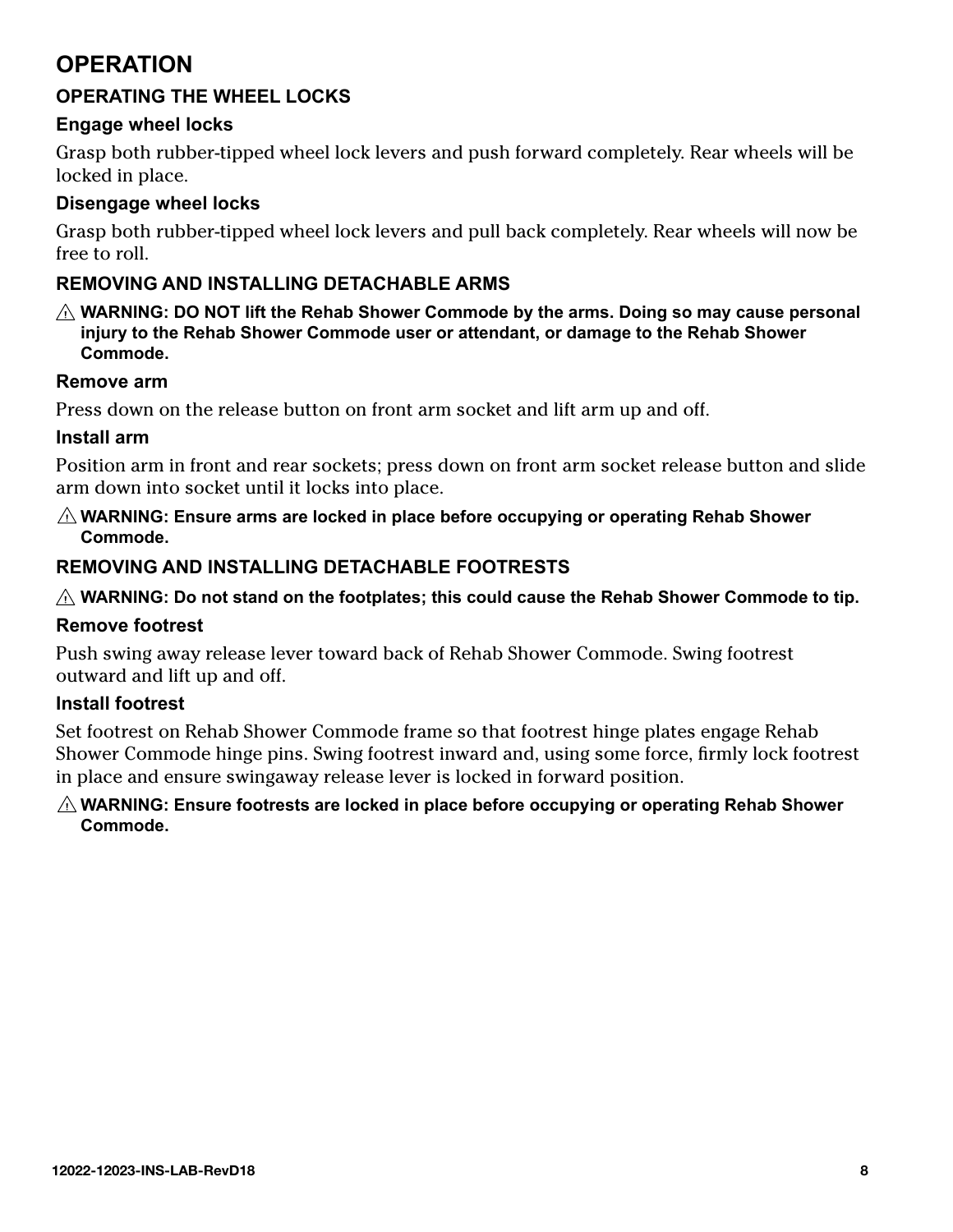# OPERATION

## OPERATING THE WHEEL LOCKS

### Engage wheel locks

Grasp both rubber-tipped wheel lock levers and push forward completely. Rear wheels will be locked in place.

### Disengage wheel locks

Grasp both rubber-tipped wheel lock levers and pull back completely. Rear wheels will now be free to roll.

## REMOVING AND INSTALLING DETACHABLE ARMS

⚠ **WARNING: DO NOT lift the Rehab Shower Commode by the arms. Doing so may cause personal injury to the Rehab Shower Commode user or attendant, or damage to the Rehab Shower Commode.**

### Remove arm

Press down on the release button on front arm socket and lift arm up and off.

### Install arm

Position arm in front and rear sockets; press down on front arm socket release button and slide arm down into socket until it locks into place.

⚠ **WARNING: Ensure arms are locked in place before occupying or operating Rehab Shower Commode.**

## REMOVING AND INSTALLING DETACHABLE FOOTRESTS

⚠ **WARNING: Do not stand on the footplates; this could cause the Rehab Shower Commode to tip.**

### Remove footrest

Push swing away release lever toward back of Rehab Shower Commode. Swing footrest outward and lift up and off.

### Install footrest

Set footrest on Rehab Shower Commode frame so that footrest hinge plates engage Rehab Shower Commode hinge pins. Swing footrest inward and, using some force, firmly lock footrest in place and ensure swingaway release lever is locked in forward position.

⚠ **WARNING: Ensure footrests are locked in place before occupying or operating Rehab Shower Commode.**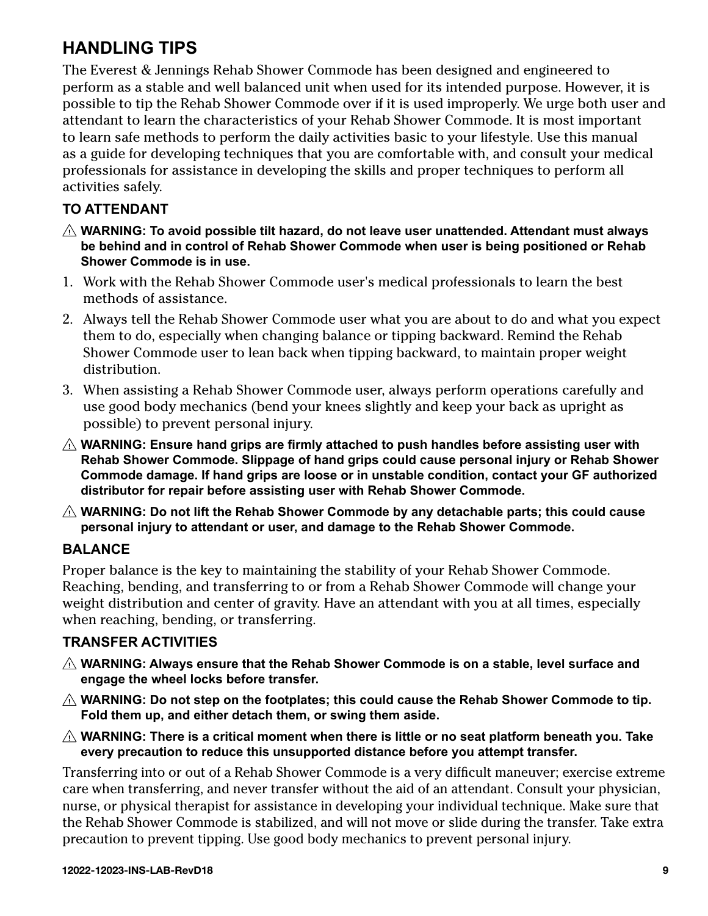## HANDLING TIPS

The Everest & Jennings Rehab Shower Commode has been designed and engineered to perform as a stable and well balanced unit when used for its intended purpose. However, it is possible to tip the Rehab Shower Commode over if it is used improperly. We urge both user and attendant to learn the characteristics of your Rehab Shower Commode. It is most important to learn safe methods to perform the daily activities basic to your lifestyle. Use this manual as a guide for developing techniques that you are comfortable with, and consult your medical professionals for assistance in developing the skills and proper techniques to perform all activities safely.

### TO ATTENDANT

⚠ **WARNING: To avoid possible tilt hazard, do not leave user unattended. Attendant must always be behind and in control of Rehab Shower Commode when user is being positioned or Rehab Shower Commode is in use.**

1. Work with the Rehab Shower Commode user's medical professionals to learn the best methods of assistance.
2. Always tell the Rehab Shower Commode user what you are about to do and what you expect them to do, especially when changing balance or tipping backward. Remind the Rehab Shower Commode user to lean back when tipping backward, to maintain proper weight distribution.
3. When assisting a Rehab Shower Commode user, always perform operations carefully and use good body mechanics (bend your knees slightly and keep your back as upright as possible) to prevent personal injury.

⚠ **WARNING: Ensure hand grips are firmly attached to push handles before assisting user with Rehab Shower Commode. Slippage of hand grips could cause personal injury or Rehab Shower Commode damage. If hand grips are loose or in unstable condition, contact your GF authorized distributor for repair before assisting user with Rehab Shower Commode.**

⚠ **WARNING: Do not lift the Rehab Shower Commode by any detachable parts; this could cause personal injury to attendant or user, and damage to the Rehab Shower Commode.**

### BALANCE

Proper balance is the key to maintaining the stability of your Rehab Shower Commode. Reaching, bending, and transferring to or from a Rehab Shower Commode will change your weight distribution and center of gravity. Have an attendant with you at all times, especially when reaching, bending, or transferring.

### TRANSFER ACTIVITIES

⚠ **WARNING: Always ensure that the Rehab Shower Commode is on a stable, level surface and engage the wheel locks before transfer.**

⚠ **WARNING: Do not step on the footplates; this could cause the Rehab Shower Commode to tip. Fold them up, and either detach them, or swing them aside.**

⚠ **WARNING: There is a critical moment when there is little or no seat platform beneath you. Take every precaution to reduce this unsupported distance before you attempt transfer.**

Transferring into or out of a Rehab Shower Commode is a very difficult maneuver; exercise extreme care when transferring, and never transfer without the aid of an attendant. Consult your physician, nurse, or physical therapist for assistance in developing your individual technique. Make sure that the Rehab Shower Commode is stabilized, and will not move or slide during the transfer. Take extra precaution to prevent tipping. Use good body mechanics to prevent personal injury.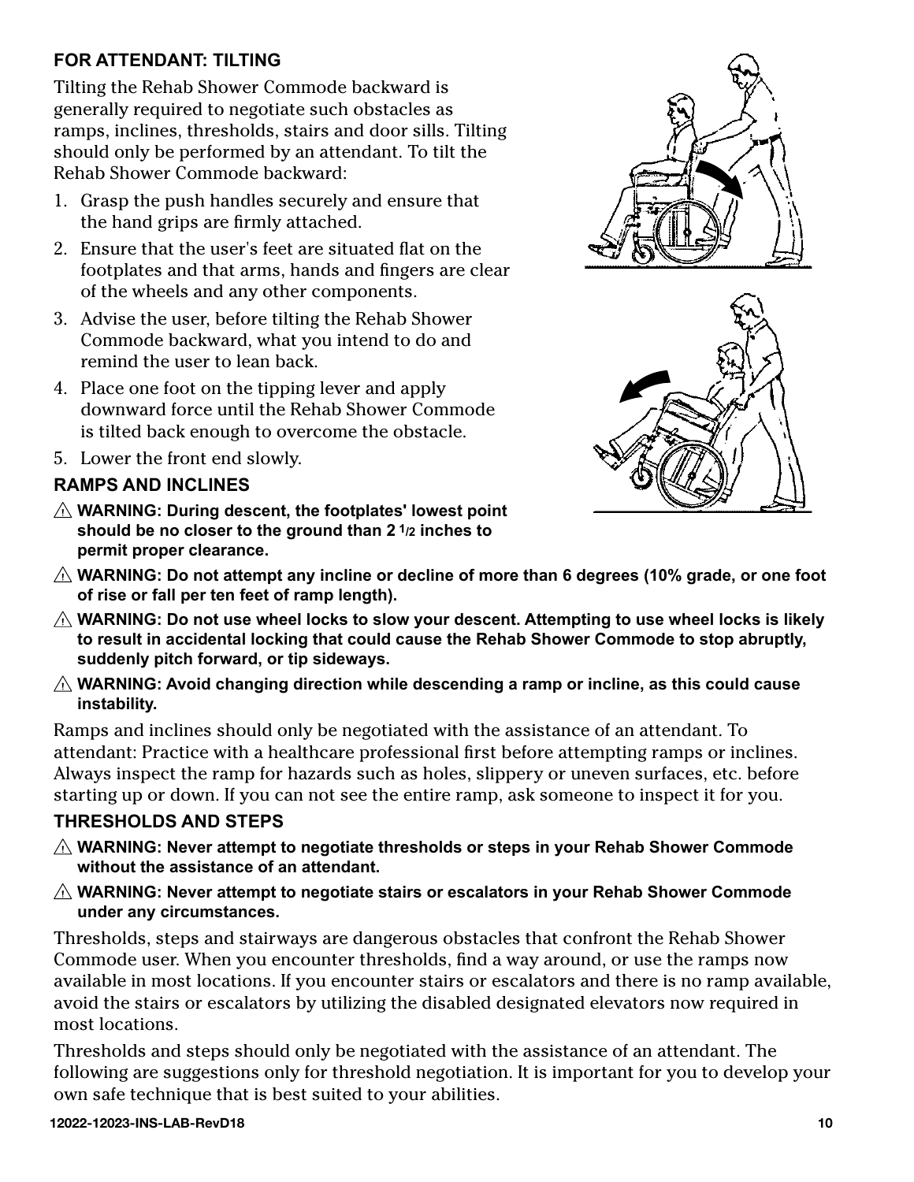### FOR ATTENDANT: TILTING

Tilting the Rehab Shower Commode backward is generally required to negotiate such obstacles as ramps, inclines, thresholds, stairs and door sills. Tilting should only be performed by an attendant. To tilt the Rehab Shower Commode backward:

1. Grasp the push handles securely and ensure that the hand grips are firmly attached.
2. Ensure that the user's feet are situated flat on the footplates and that arms, hands and fingers are clear of the wheels and any other components.
3. Advise the user, before tilting the Rehab Shower Commode backward, what you intend to do and remind the user to lean back.
4. Place one foot on the tipping lever and apply downward force until the Rehab Shower Commode is tilted back enough to overcome the obstacle.
5. Lower the front end slowly.

### RAMPS AND INCLINES

⚠ **WARNING: During descent, the footplates' lowest point should be no closer to the ground than 2 1/2 inches to permit proper clearance.**

⚠ **WARNING: Do not attempt any incline or decline of more than 6 degrees (10% grade, or one foot of rise or fall per ten feet of ramp length).**

⚠ **WARNING: Do not use wheel locks to slow your descent. Attempting to use wheel locks is likely to result in accidental locking that could cause the Rehab Shower Commode to stop abruptly, suddenly pitch forward, or tip sideways.**

⚠ **WARNING: Avoid changing direction while descending a ramp or incline, as this could cause instability.**

Ramps and inclines should only be negotiated with the assistance of an attendant. To attendant: Practice with a healthcare professional first before attempting ramps or inclines. Always inspect the ramp for hazards such as holes, slippery or uneven surfaces, etc. before starting up or down. If you can not see the entire ramp, ask someone to inspect it for you.

### THRESHOLDS AND STEPS

⚠ **WARNING: Never attempt to negotiate thresholds or steps in your Rehab Shower Commode without the assistance of an attendant.**

⚠ **WARNING: Never attempt to negotiate stairs or escalators in your Rehab Shower Commode under any circumstances.**

Thresholds, steps and stairways are dangerous obstacles that confront the Rehab Shower Commode user. When you encounter thresholds, find a way around, or use the ramps now available in most locations. If you encounter stairs or escalators and there is no ramp available, avoid the stairs or escalators by utilizing the disabled designated elevators now required in most locations.

Thresholds and steps should only be negotiated with the assistance of an attendant. The following are suggestions only for threshold negotiation. It is important for you to develop your own safe technique that is best suited to your abilities.

12022-12023-INS-LAB-RevD18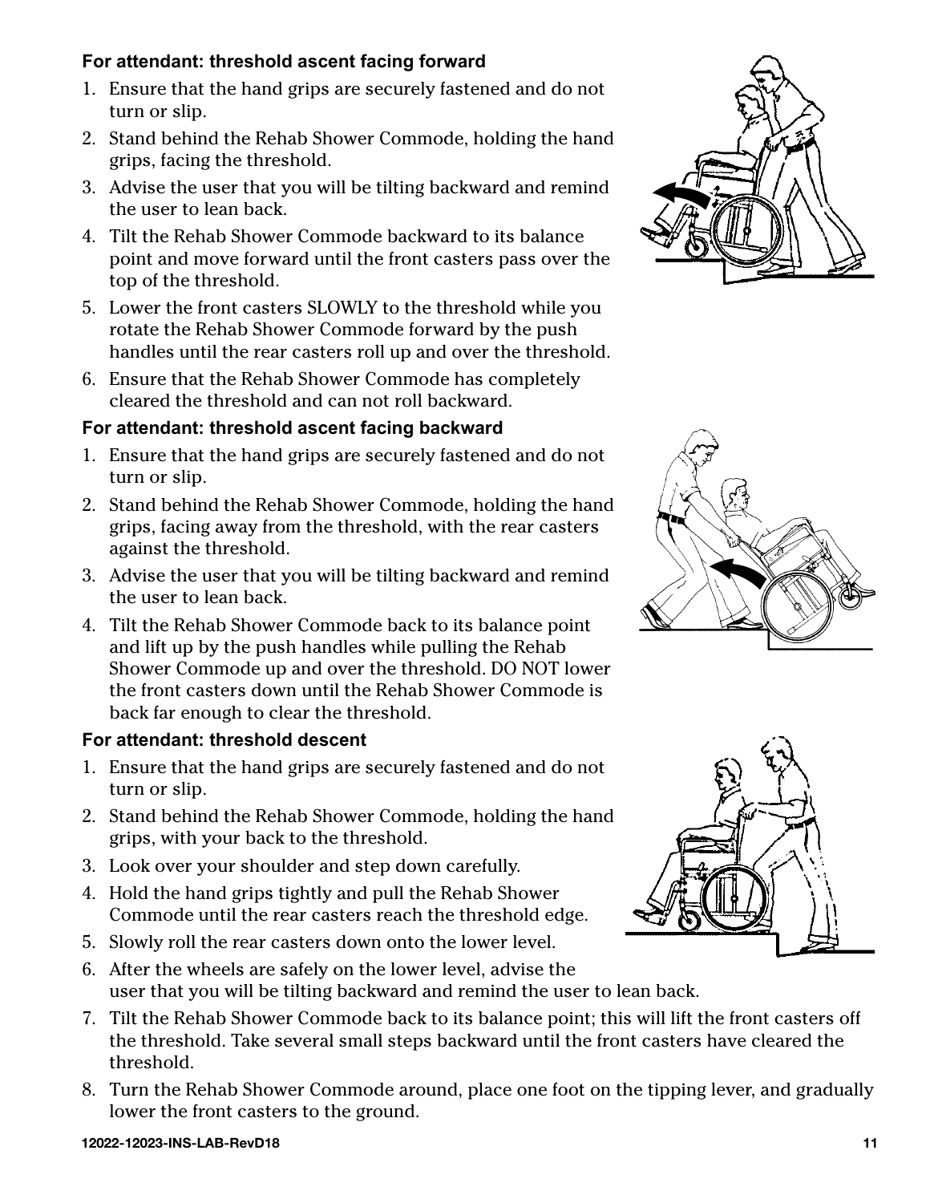**For attendant: threshold ascent facing forward**

1. Ensure that the hand grips are securely fastened and do not turn or slip.
2. Stand behind the Rehab Shower Commode, holding the hand grips, facing the threshold.
3. Advise the user that you will be tilting backward and remind the user to lean back.
4. Tilt the Rehab Shower Commode backward to its balance point and move forward until the front casters pass over the top of the threshold.
5. Lower the front casters SLOWLY to the threshold while you rotate the Rehab Shower Commode forward by the push handles until the rear casters roll up and over the threshold.
6. Ensure that the Rehab Shower Commode has completely cleared the threshold and can not roll backward.

**For attendant: threshold ascent facing backward**

1. Ensure that the hand grips are securely fastened and do not turn or slip.
2. Stand behind the Rehab Shower Commode, holding the hand grips, facing away from the threshold, with the rear casters against the threshold.
3. Advise the user that you will be tilting backward and remind the user to lean back.
4. Tilt the Rehab Shower Commode back to its balance point and lift up by the push handles while pulling the Rehab Shower Commode up and over the threshold. DO NOT lower the front casters down until the Rehab Shower Commode is back far enough to clear the threshold.

**For attendant: threshold descent**

1. Ensure that the hand grips are securely fastened and do not turn or slip.
2. Stand behind the Rehab Shower Commode, holding the hand grips, with your back to the threshold.
3. Look over your shoulder and step down carefully.
4. Hold the hand grips tightly and pull the Rehab Shower Commode until the rear casters reach the threshold edge.
5. Slowly roll the rear casters down onto the lower level.
6. After the wheels are safely on the lower level, advise the user that you will be tilting backward and remind the user to lean back.
7. Tilt the Rehab Shower Commode back to its balance point; this will lift the front casters off the threshold. Take several small steps backward until the front casters have cleared the threshold.
8. Turn the Rehab Shower Commode around, place one foot on the tipping lever, and gradually lower the front casters to the ground.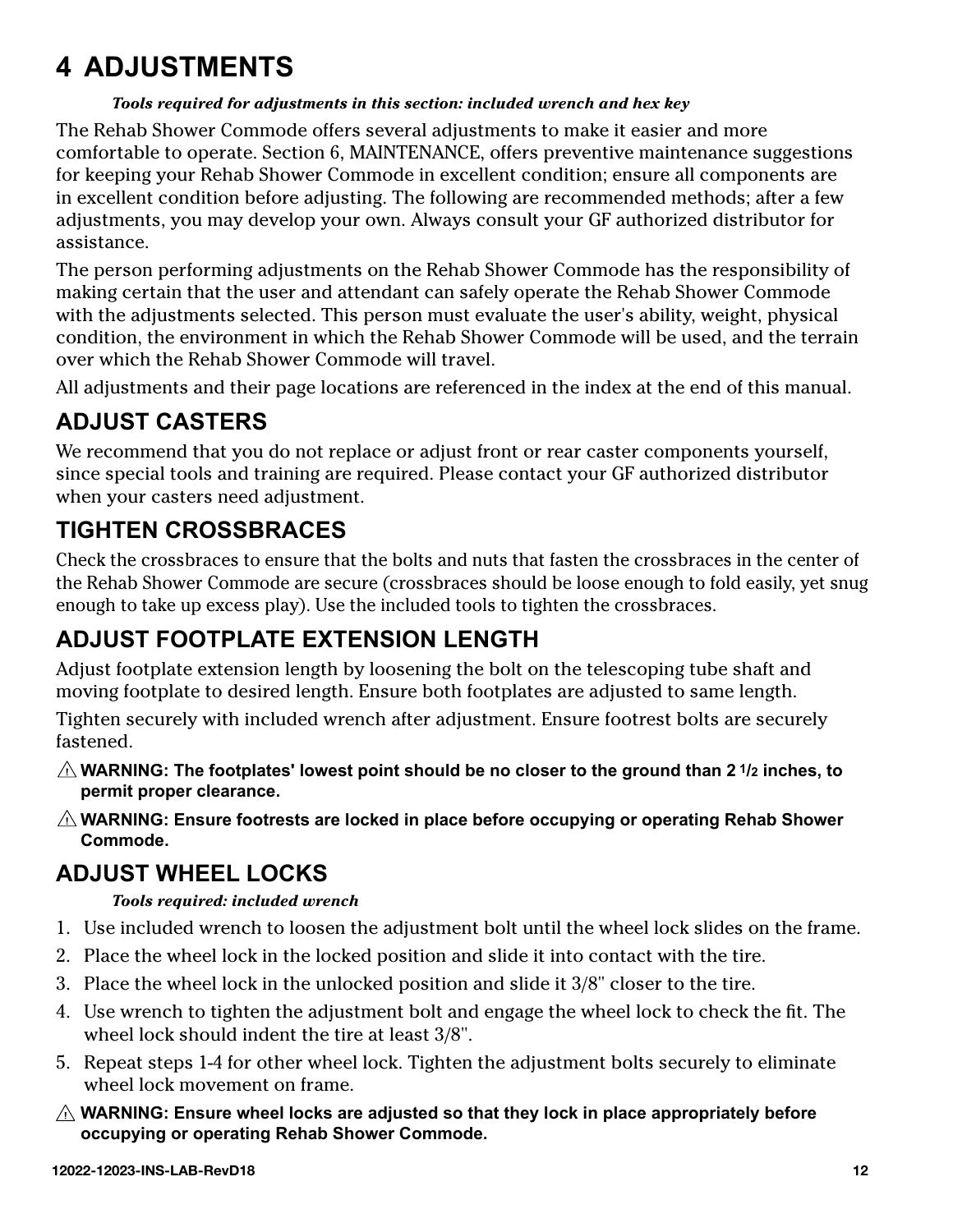# 4 ADJUSTMENTS

*Tools required for adjustments in this section: included wrench and hex key*

The Rehab Shower Commode offers several adjustments to make it easier and more comfortable to operate. Section 6, MAINTENANCE, offers preventive maintenance suggestions for keeping your Rehab Shower Commode in excellent condition; ensure all components are in excellent condition before adjusting. The following are recommended methods; after a few adjustments, you may develop your own. Always consult your GF authorized distributor for assistance.

The person performing adjustments on the Rehab Shower Commode has the responsibility of making certain that the user and attendant can safely operate the Rehab Shower Commode with the adjustments selected. This person must evaluate the user's ability, weight, physical condition, the environment in which the Rehab Shower Commode will be used, and the terrain over which the Rehab Shower Commode will travel.

All adjustments and their page locations are referenced in the index at the end of this manual.

## ADJUST CASTERS

We recommend that you do not replace or adjust front or rear caster components yourself, since special tools and training are required. Please contact your GF authorized distributor when your casters need adjustment.

## TIGHTEN CROSSBRACES

Check the crossbraces to ensure that the bolts and nuts that fasten the crossbraces in the center of the Rehab Shower Commode are secure (crossbraces should be loose enough to fold easily, yet snug enough to take up excess play). Use the included tools to tighten the crossbraces.

## ADJUST FOOTPLATE EXTENSION LENGTH

Adjust footplate extension length by loosening the bolt on the telescoping tube shaft and moving footplate to desired length. Ensure both footplates are adjusted to same length.

Tighten securely with included wrench after adjustment. Ensure footrest bolts are securely fastened.

⚠ **WARNING: The footplates' lowest point should be no closer to the ground than 2 1/2 inches, to permit proper clearance.**

⚠ **WARNING: Ensure footrests are locked in place before occupying or operating Rehab Shower Commode.**

## ADJUST WHEEL LOCKS

*Tools required: included wrench*

1. Use included wrench to loosen the adjustment bolt until the wheel lock slides on the frame.
2. Place the wheel lock in the locked position and slide it into contact with the tire.
3. Place the wheel lock in the unlocked position and slide it 3/8" closer to the tire.
4. Use wrench to tighten the adjustment bolt and engage the wheel lock to check the fit. The wheel lock should indent the tire at least 3/8".
5. Repeat steps 1-4 for other wheel lock. Tighten the adjustment bolts securely to eliminate wheel lock movement on frame.

⚠ **WARNING: Ensure wheel locks are adjusted so that they lock in place appropriately before occupying or operating Rehab Shower Commode.**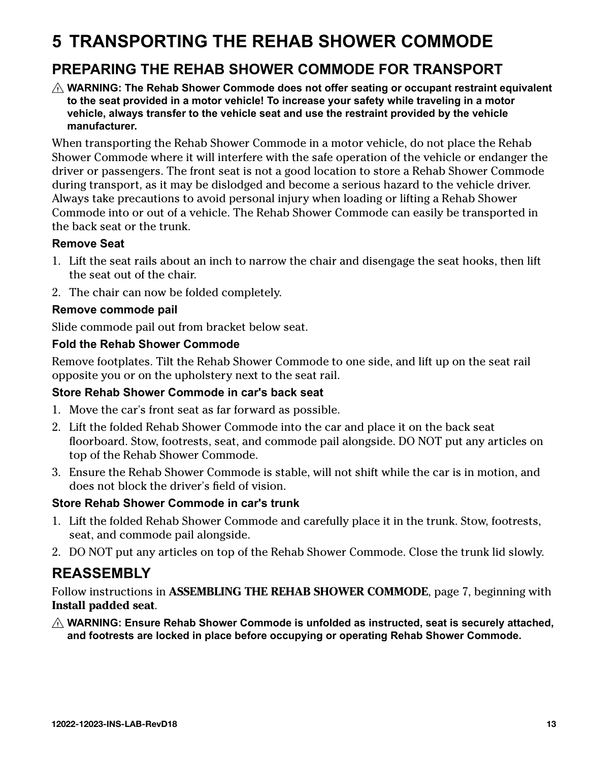# 5 TRANSPORTING THE REHAB SHOWER COMMODE

## PREPARING THE REHAB SHOWER COMMODE FOR TRANSPORT

⚠ **WARNING: The Rehab Shower Commode does not offer seating or occupant restraint equivalent to the seat provided in a motor vehicle! To increase your safety while traveling in a motor vehicle, always transfer to the vehicle seat and use the restraint provided by the vehicle manufacturer.**

When transporting the Rehab Shower Commode in a motor vehicle, do not place the Rehab Shower Commode where it will interfere with the safe operation of the vehicle or endanger the driver or passengers. The front seat is not a good location to store a Rehab Shower Commode during transport, as it may be dislodged and become a serious hazard to the vehicle driver. Always take precautions to avoid personal injury when loading or lifting a Rehab Shower Commode into or out of a vehicle. The Rehab Shower Commode can easily be transported in the back seat or the trunk.

### Remove Seat

1. Lift the seat rails about an inch to narrow the chair and disengage the seat hooks, then lift the seat out of the chair.
2. The chair can now be folded completely.

### Remove commode pail

Slide commode pail out from bracket below seat.

### Fold the Rehab Shower Commode

Remove footplates. Tilt the Rehab Shower Commode to one side, and lift up on the seat rail opposite you or on the upholstery next to the seat rail.

### Store Rehab Shower Commode in car's back seat

1. Move the car's front seat as far forward as possible.
2. Lift the folded Rehab Shower Commode into the car and place it on the back seat floorboard. Stow, footrests, seat, and commode pail alongside. DO NOT put any articles on top of the Rehab Shower Commode.
3. Ensure the Rehab Shower Commode is stable, will not shift while the car is in motion, and does not block the driver's field of vision.

### Store Rehab Shower Commode in car's trunk

1. Lift the folded Rehab Shower Commode and carefully place it in the trunk. Stow, footrests, seat, and commode pail alongside.
2. DO NOT put any articles on top of the Rehab Shower Commode. Close the trunk lid slowly.

## REASSEMBLY

Follow instructions in **ASSEMBLING THE REHAB SHOWER COMMODE**, page 7, beginning with **Install padded seat**.

⚠ **WARNING: Ensure Rehab Shower Commode is unfolded as instructed, seat is securely attached, and footrests are locked in place before occupying or operating Rehab Shower Commode.**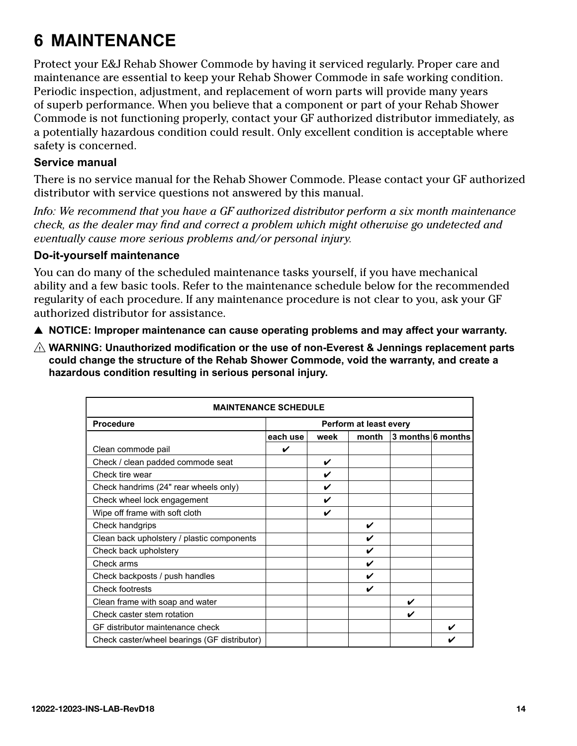# 6 MAINTENANCE

Protect your E&J Rehab Shower Commode by having it serviced regularly. Proper care and maintenance are essential to keep your Rehab Shower Commode in safe working condition. Periodic inspection, adjustment, and replacement of worn parts will provide many years of superb performance. When you believe that a component or part of your Rehab Shower Commode is not functioning properly, contact your GF authorized distributor immediately, as a potentially hazardous condition could result. Only excellent condition is acceptable where safety is concerned.

### Service manual

There is no service manual for the Rehab Shower Commode. Please contact your GF authorized distributor with service questions not answered by this manual.

*Info: We recommend that you have a GF authorized distributor perform a six month maintenance check, as the dealer may find and correct a problem which might otherwise go undetected and eventually cause more serious problems and/or personal injury.*

### Do-it-yourself maintenance

You can do many of the scheduled maintenance tasks yourself, if you have mechanical ability and a few basic tools. Refer to the maintenance schedule below for the recommended regularity of each procedure. If any maintenance procedure is not clear to you, ask your GF authorized distributor for assistance.

▲ **NOTICE: Improper maintenance can cause operating problems and may affect your warranty.**

⚠ **WARNING: Unauthorized modification or the use of non-Everest & Jennings replacement parts could change the structure of the Rehab Shower Commode, void the warranty, and create a hazardous condition resulting in serious personal injury.**

| MAINTENANCE SCHEDULE | | | | | |
|---|---|---|---|---|---|
| **Procedure** | **Perform at least every** | | | | |
| | **each use** | **week** | **month** | **3 months** | **6 months** |
| Clean commode pail | ✔ | | | | |
| Check / clean padded commode seat | | ✔ | | | |
| Check tire wear | | ✔ | | | |
| Check handrims (24" rear wheels only) | | ✔ | | | |
| Check wheel lock engagement | | ✔ | | | |
| Wipe off frame with soft cloth | | ✔ | | | |
| Check handgrips | | | ✔ | | |
| Clean back upholstery / plastic components | | | ✔ | | |
| Check back upholstery | | | ✔ | | |
| Check arms | | | ✔ | | |
| Check backposts / push handles | | | ✔ | | |
| Check footrests | | | ✔ | | |
| Clean frame with soap and water | | | | ✔ | |
| Check caster stem rotation | | | | ✔ | |
| GF distributor maintenance check | | | | | ✔ |
| Check caster/wheel bearings (GF distributor) | | | | | ✔ |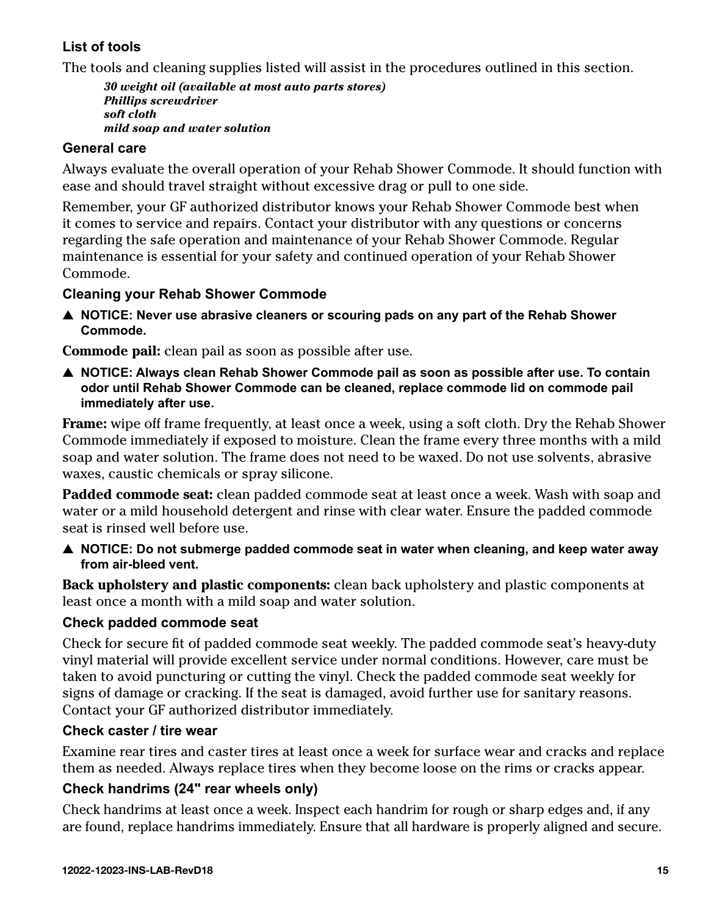### List of tools

The tools and cleaning supplies listed will assist in the procedures outlined in this section.

> ***30 weight oil (available at most auto parts stores)***
> ***Phillips screwdriver***
> ***soft cloth***
> ***mild soap and water solution***

### General care

Always evaluate the overall operation of your Rehab Shower Commode. It should function with ease and should travel straight without excessive drag or pull to one side.

Remember, your GF authorized distributor knows your Rehab Shower Commode best when it comes to service and repairs. Contact your distributor with any questions or concerns regarding the safe operation and maintenance of your Rehab Shower Commode. Regular maintenance is essential for your safety and continued operation of your Rehab Shower Commode.

### Cleaning your Rehab Shower Commode

▲ **NOTICE: Never use abrasive cleaners or scouring pads on any part of the Rehab Shower Commode.**

**Commode pail:** clean pail as soon as possible after use.

▲ **NOTICE: Always clean Rehab Shower Commode pail as soon as possible after use. To contain odor until Rehab Shower Commode can be cleaned, replace commode lid on commode pail immediately after use.**

**Frame:** wipe off frame frequently, at least once a week, using a soft cloth. Dry the Rehab Shower Commode immediately if exposed to moisture. Clean the frame every three months with a mild soap and water solution. The frame does not need to be waxed. Do not use solvents, abrasive waxes, caustic chemicals or spray silicone.

**Padded commode seat:** clean padded commode seat at least once a week. Wash with soap and water or a mild household detergent and rinse with clear water. Ensure the padded commode seat is rinsed well before use.

▲ **NOTICE: Do not submerge padded commode seat in water when cleaning, and keep water away from air-bleed vent.**

**Back upholstery and plastic components:** clean back upholstery and plastic components at least once a month with a mild soap and water solution.

### Check padded commode seat

Check for secure fit of padded commode seat weekly. The padded commode seat's heavy-duty vinyl material will provide excellent service under normal conditions. However, care must be taken to avoid puncturing or cutting the vinyl. Check the padded commode seat weekly for signs of damage or cracking. If the seat is damaged, avoid further use for sanitary reasons. Contact your GF authorized distributor immediately.

### Check caster / tire wear

Examine rear tires and caster tires at least once a week for surface wear and cracks and replace them as needed. Always replace tires when they become loose on the rims or cracks appear.

### Check handrims (24" rear wheels only)

Check handrims at least once a week. Inspect each handrim for rough or sharp edges and, if any are found, replace handrims immediately. Ensure that all hardware is properly aligned and secure.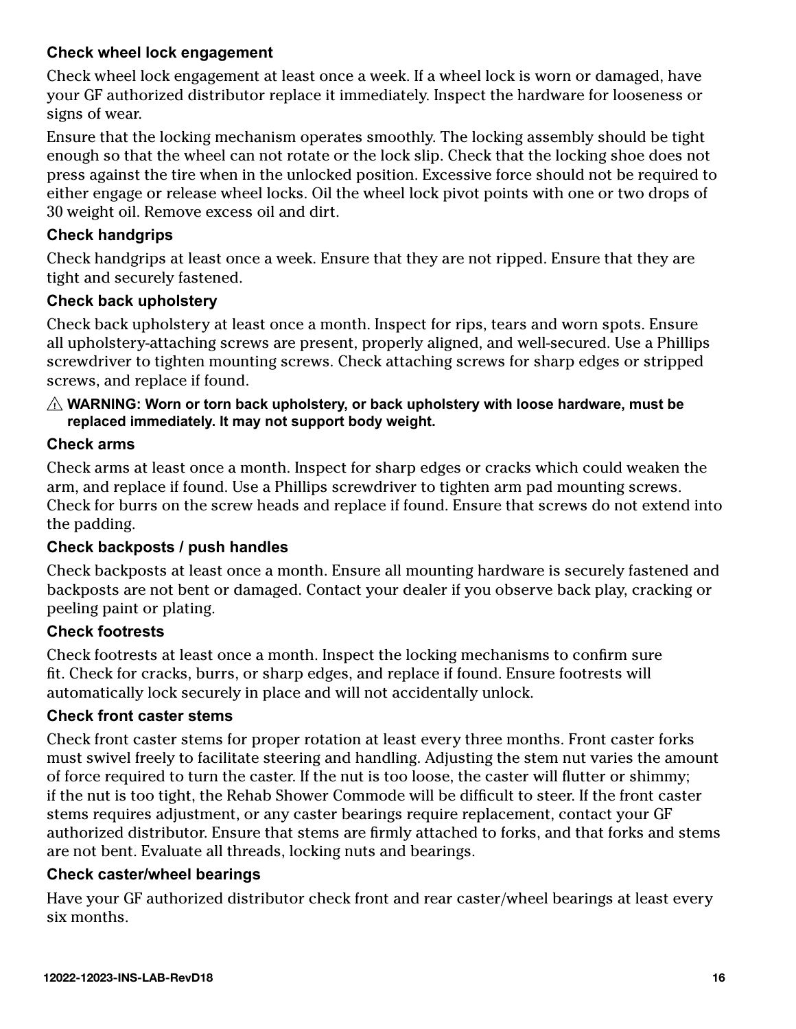### Check wheel lock engagement

Check wheel lock engagement at least once a week. If a wheel lock is worn or damaged, have your GF authorized distributor replace it immediately. Inspect the hardware for looseness or signs of wear.

Ensure that the locking mechanism operates smoothly. The locking assembly should be tight enough so that the wheel can not rotate or the lock slip. Check that the locking shoe does not press against the tire when in the unlocked position. Excessive force should not be required to either engage or release wheel locks. Oil the wheel lock pivot points with one or two drops of 30 weight oil. Remove excess oil and dirt.

### Check handgrips

Check handgrips at least once a week. Ensure that they are not ripped. Ensure that they are tight and securely fastened.

### Check back upholstery

Check back upholstery at least once a month. Inspect for rips, tears and worn spots. Ensure all upholstery-attaching screws are present, properly aligned, and well-secured. Use a Phillips screwdriver to tighten mounting screws. Check attaching screws for sharp edges or stripped screws, and replace if found.

⚠ **WARNING: Worn or torn back upholstery, or back upholstery with loose hardware, must be replaced immediately. It may not support body weight.**

### Check arms

Check arms at least once a month. Inspect for sharp edges or cracks which could weaken the arm, and replace if found. Use a Phillips screwdriver to tighten arm pad mounting screws. Check for burrs on the screw heads and replace if found. Ensure that screws do not extend into the padding.

### Check backposts / push handles

Check backposts at least once a month. Ensure all mounting hardware is securely fastened and backposts are not bent or damaged. Contact your dealer if you observe back play, cracking or peeling paint or plating.

### Check footrests

Check footrests at least once a month. Inspect the locking mechanisms to confirm sure fit. Check for cracks, burrs, or sharp edges, and replace if found. Ensure footrests will automatically lock securely in place and will not accidentally unlock.

### Check front caster stems

Check front caster stems for proper rotation at least every three months. Front caster forks must swivel freely to facilitate steering and handling. Adjusting the stem nut varies the amount of force required to turn the caster. If the nut is too loose, the caster will flutter or shimmy; if the nut is too tight, the Rehab Shower Commode will be difficult to steer. If the front caster stems requires adjustment, or any caster bearings require replacement, contact your GF authorized distributor. Ensure that stems are firmly attached to forks, and that forks and stems are not bent. Evaluate all threads, locking nuts and bearings.

### Check caster/wheel bearings

Have your GF authorized distributor check front and rear caster/wheel bearings at least every six months.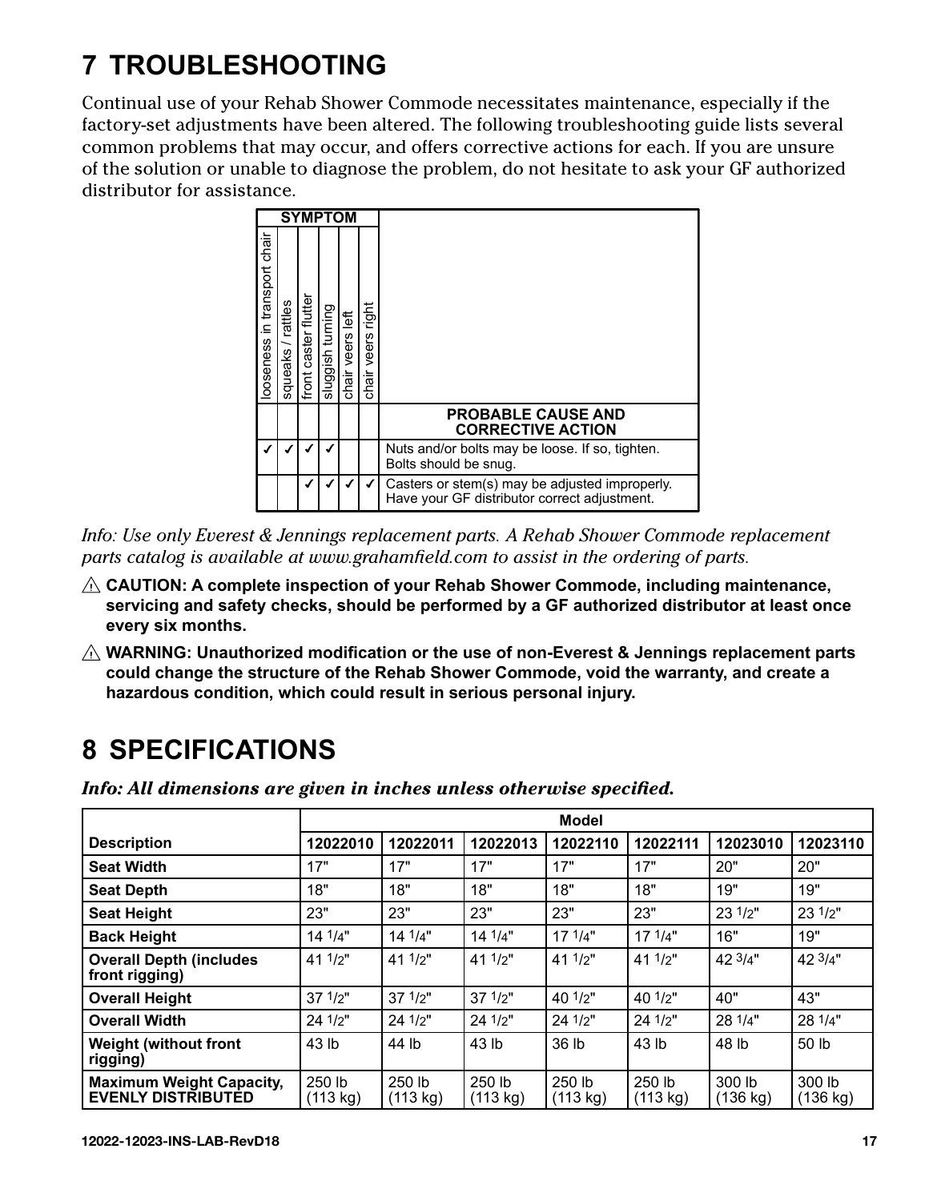# 7 TROUBLESHOOTING

Continual use of your Rehab Shower Commode necessitates maintenance, especially if the factory-set adjustments have been altered. The following troubleshooting guide lists several common problems that may occur, and offers corrective actions for each. If you are unsure of the solution or unable to diagnose the problem, do not hesitate to ask your GF authorized distributor for assistance.

| looseness in transport chair | squeaks / rattles | front caster flutter | sluggish turning | chair veers left | chair veers right | PROBABLE CAUSE AND CORRECTIVE ACTION |
|---|---|---|---|---|---|---|
| ✓ | ✓ | ✓ | ✓ | | | Nuts and/or bolts may be loose. If so, tighten. Bolts should be snug. |
| | | ✓ | ✓ | ✓ | ✓ | Casters or stem(s) may be adjusted improperly. Have your GF distributor correct adjustment. |

*Info: Use only Everest & Jennings replacement parts. A Rehab Shower Commode replacement parts catalog is available at www.grahamfield.com to assist in the ordering of parts.*

⚠ **CAUTION: A complete inspection of your Rehab Shower Commode, including maintenance, servicing and safety checks, should be performed by a GF authorized distributor at least once every six months.**

⚠ **WARNING: Unauthorized modification or the use of non-Everest & Jennings replacement parts could change the structure of the Rehab Shower Commode, void the warranty, and create a hazardous condition, which could result in serious personal injury.**

# 8 SPECIFICATIONS

***Info: All dimensions are given in inches unless otherwise specified.***

| | Model | | | | | | |
|---|---|---|---|---|---|---|---|
| **Description** | **12022010** | **12022011** | **12022013** | **12022110** | **12022111** | **12023010** | **12023110** |
| **Seat Width** | 17" | 17" | 17" | 17" | 17" | 20" | 20" |
| **Seat Depth** | 18" | 18" | 18" | 18" | 18" | 19" | 19" |
| **Seat Height** | 23" | 23" | 23" | 23" | 23" | 23 1/2" | 23 1/2" |
| **Back Height** | 14 1/4" | 14 1/4" | 14 1/4" | 17 1/4" | 17 1/4" | 16" | 19" |
| **Overall Depth (includes front rigging)** | 41 1/2" | 41 1/2" | 41 1/2" | 41 1/2" | 41 1/2" | 42 3/4" | 42 3/4" |
| **Overall Height** | 37 1/2" | 37 1/2" | 37 1/2" | 40 1/2" | 40 1/2" | 40" | 43" |
| **Overall Width** | 24 1/2" | 24 1/2" | 24 1/2" | 24 1/2" | 24 1/2" | 28 1/4" | 28 1/4" |
| **Weight (without front rigging)** | 43 lb | 44 lb | 43 lb | 36 lb | 43 lb | 48 lb | 50 lb |
| **Maximum Weight Capacity, EVENLY DISTRIBUTED** | 250 lb (113 kg) | 250 lb (113 kg) | 250 lb (113 kg) | 250 lb (113 kg) | 250 lb (113 kg) | 300 lb (136 kg) | 300 lb (136 kg) |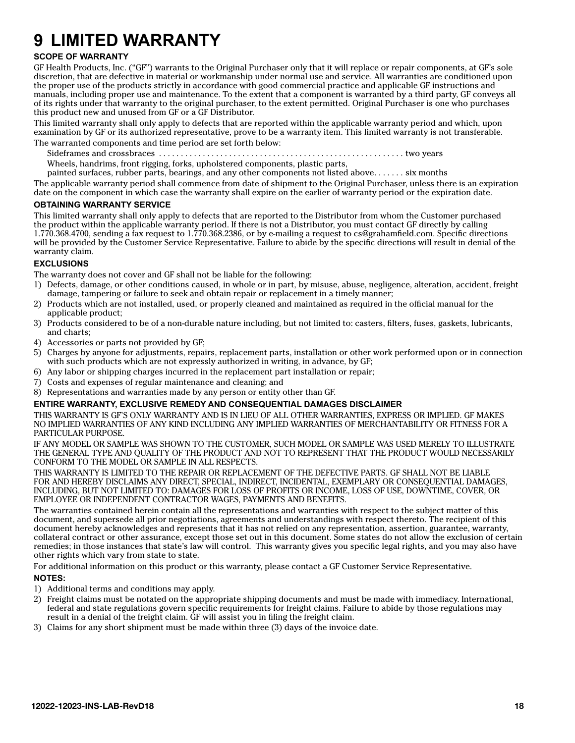# 9 LIMITED WARRANTY

### SCOPE OF WARRANTY

GF Health Products, Inc. ("GF") warrants to the Original Purchaser only that it will replace or repair components, at GF's sole discretion, that are defective in material or workmanship under normal use and service. All warranties are conditioned upon the proper use of the products strictly in accordance with good commercial practice and applicable GF instructions and manuals, including proper use and maintenance. To the extent that a component is warranted by a third party, GF conveys all of its rights under that warranty to the original purchaser, to the extent permitted. Original Purchaser is one who purchases this product new and unused from GF or a GF Distributor.

This limited warranty shall only apply to defects that are reported within the applicable warranty period and which, upon examination by GF or its authorized representative, prove to be a warranty item. This limited warranty is not transferable.

The warranted components and time period are set forth below:

Sideframes and crossbraces . . . . . . . . . . . . . . . . . . . . . . . . . . . . . . . . . . . . . . . . . . . . . . . . . . . . . two years

Wheels, handrims, front rigging, forks, upholstered components, plastic parts,
painted surfaces, rubber parts, bearings, and any other components not listed above. . . . . . . six months

The applicable warranty period shall commence from date of shipment to the Original Purchaser, unless there is an expiration date on the component in which case the warranty shall expire on the earlier of warranty period or the expiration date.

### OBTAINING WARRANTY SERVICE

This limited warranty shall only apply to defects that are reported to the Distributor from whom the Customer purchased the product within the applicable warranty period. If there is not a Distributor, you must contact GF directly by calling 1.770.368.4700, sending a fax request to 1.770.368.2386, or by e-mailing a request to cs@grahamfield.com. Specific directions will be provided by the Customer Service Representative. Failure to abide by the specific directions will result in denial of the warranty claim.

### EXCLUSIONS

The warranty does not cover and GF shall not be liable for the following:

1) Defects, damage, or other conditions caused, in whole or in part, by misuse, abuse, negligence, alteration, accident, freight damage, tampering or failure to seek and obtain repair or replacement in a timely manner;
2) Products which are not installed, used, or properly cleaned and maintained as required in the official manual for the applicable product;
3) Products considered to be of a non-durable nature including, but not limited to: casters, filters, fuses, gaskets, lubricants, and charts;
4) Accessories or parts not provided by GF;
5) Charges by anyone for adjustments, repairs, replacement parts, installation or other work performed upon or in connection with such products which are not expressly authorized in writing, in advance, by GF;
6) Any labor or shipping charges incurred in the replacement part installation or repair;
7) Costs and expenses of regular maintenance and cleaning; and
8) Representations and warranties made by any person or entity other than GF.

### ENTIRE WARRANTY, EXCLUSIVE REMEDY AND CONSEQUENTIAL DAMAGES DISCLAIMER

THIS WARRANTY IS GF'S ONLY WARRANTY AND IS IN LIEU OF ALL OTHER WARRANTIES, EXPRESS OR IMPLIED. GF MAKES NO IMPLIED WARRANTIES OF ANY KIND INCLUDING ANY IMPLIED WARRANTIES OF MERCHANTABILITY OR FITNESS FOR A PARTICULAR PURPOSE.

IF ANY MODEL OR SAMPLE WAS SHOWN TO THE CUSTOMER, SUCH MODEL OR SAMPLE WAS USED MERELY TO ILLUSTRATE THE GENERAL TYPE AND QUALITY OF THE PRODUCT AND NOT TO REPRESENT THAT THE PRODUCT WOULD NECESSARILY CONFORM TO THE MODEL OR SAMPLE IN ALL RESPECTS.

THIS WARRANTY IS LIMITED TO THE REPAIR OR REPLACEMENT OF THE DEFECTIVE PARTS. GF SHALL NOT BE LIABLE FOR AND HEREBY DISCLAIMS ANY DIRECT, SPECIAL, INDIRECT, INCIDENTAL, EXEMPLARY OR CONSEQUENTIAL DAMAGES, INCLUDING, BUT NOT LIMITED TO: DAMAGES FOR LOSS OF PROFITS OR INCOME, LOSS OF USE, DOWNTIME, COVER, OR EMPLOYEE OR INDEPENDENT CONTRACTOR WAGES, PAYMENTS AND BENEFITS.

The warranties contained herein contain all the representations and warranties with respect to the subject matter of this document, and supersede all prior negotiations, agreements and understandings with respect thereto. The recipient of this document hereby acknowledges and represents that it has not relied on any representation, assertion, guarantee, warranty, collateral contract or other assurance, except those set out in this document. Some states do not allow the exclusion of certain remedies; in those instances that state's law will control. This warranty gives you specific legal rights, and you may also have other rights which vary from state to state.

For additional information on this product or this warranty, please contact a GF Customer Service Representative.

### NOTES:

1) Additional terms and conditions may apply.
2) Freight claims must be notated on the appropriate shipping documents and must be made with immediacy. International, federal and state regulations govern specific requirements for freight claims. Failure to abide by those regulations may result in a denial of the freight claim. GF will assist you in filing the freight claim.
3) Claims for any short shipment must be made within three (3) days of the invoice date.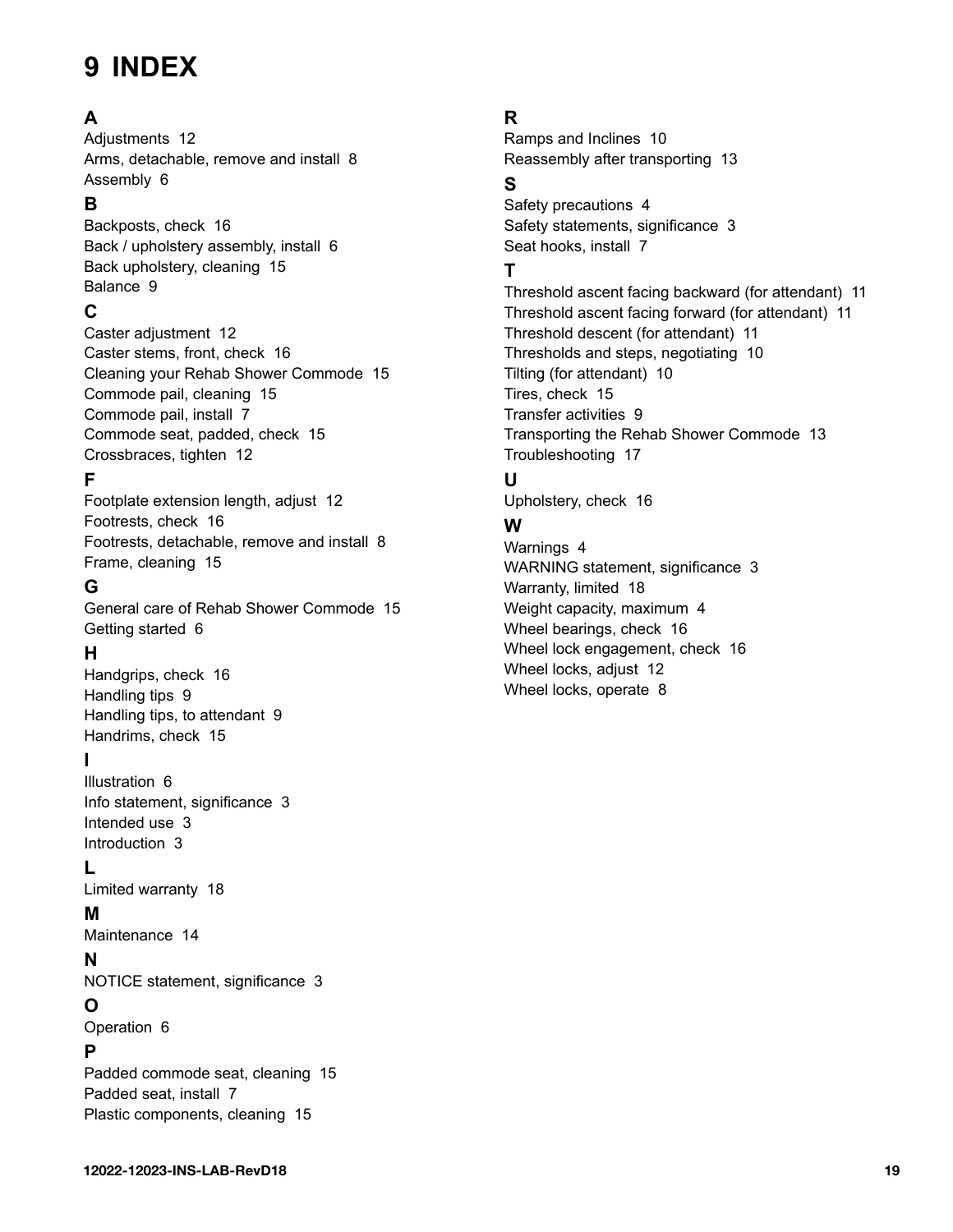# 9 INDEX

### A

Adjustments 12
Arms, detachable, remove and install 8
Assembly 6

### B

Backposts, check 16
Back / upholstery assembly, install 6
Back upholstery, cleaning 15
Balance 9

### C

Caster adjustment 12
Caster stems, front, check 16
Cleaning your Rehab Shower Commode 15
Commode pail, cleaning 15
Commode pail, install 7
Commode seat, padded, check 15
Crossbraces, tighten 12

### F

Footplate extension length, adjust 12
Footrests, check 16
Footrests, detachable, remove and install 8
Frame, cleaning 15

### G

General care of Rehab Shower Commode 15
Getting started 6

### H

Handgrips, check 16
Handling tips 9
Handling tips, to attendant 9
Handrims, check 15

### I

Illustration 6
Info statement, significance 3
Intended use 3
Introduction 3

### L

Limited warranty 18

### M

Maintenance 14

### N

NOTICE statement, significance 3

### O

Operation 6

### P

Padded commode seat, cleaning 15
Padded seat, install 7
Plastic components, cleaning 15

### R

Ramps and Inclines 10
Reassembly after transporting 13

### S

Safety precautions 4
Safety statements, significance 3
Seat hooks, install 7

### T

Threshold ascent facing backward (for attendant) 11
Threshold ascent facing forward (for attendant) 11
Threshold descent (for attendant) 11
Thresholds and steps, negotiating 10
Tilting (for attendant) 10
Tires, check 15
Transfer activities 9
Transporting the Rehab Shower Commode 13
Troubleshooting 17

### U

Upholstery, check 16

### W

Warnings 4
WARNING statement, significance 3
Warranty, limited 18
Weight capacity, maximum 4
Wheel bearings, check 16
Wheel lock engagement, check 16
Wheel locks, adjust 12
Wheel locks, operate 8

12022-12023-INS-LAB-RevD18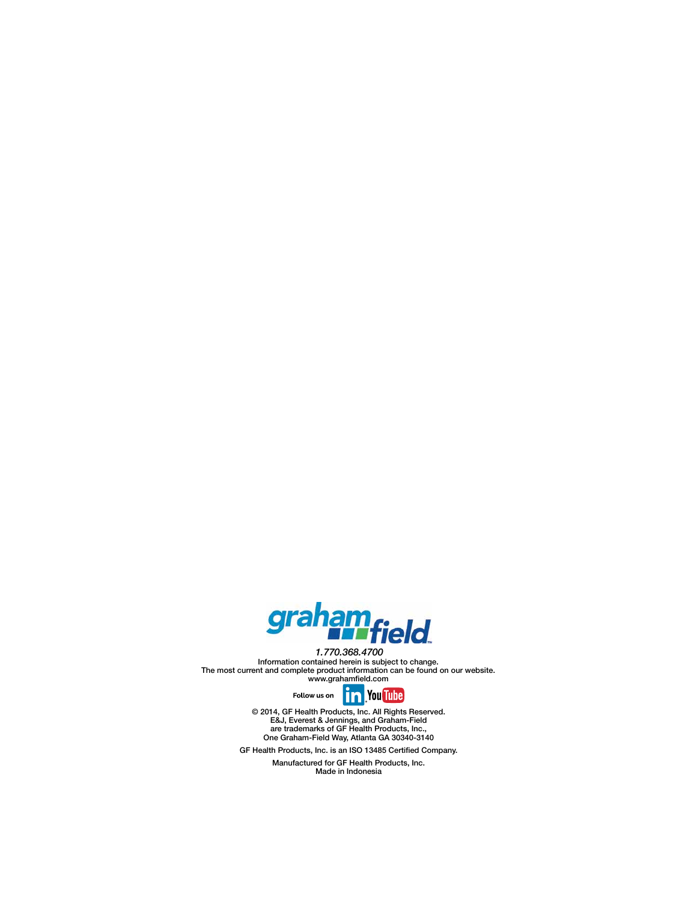graham field

*1.770.368.4700*

Information contained herein is subject to change.
The most current and complete product information can be found on our website.
www.grahamfield.com

Follow us on LinkedIn YouTube

© 2014, GF Health Products, Inc. All Rights Reserved.
E&J, Everest & Jennings, and Graham-Field
are trademarks of GF Health Products, Inc.,
One Graham-Field Way, Atlanta GA 30340-3140

GF Health Products, Inc. is an ISO 13485 Certified Company.

Manufactured for GF Health Products, Inc.
Made in Indonesia